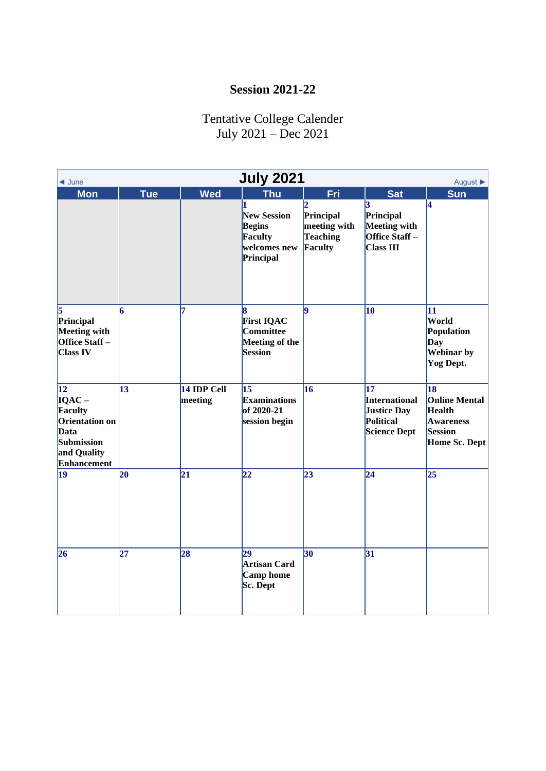# Session 2021-22

Tentative College Calender
July 2021 – Dec 2021

| ◄ June | | | July 2021 | | | August ► |
|---|---|---|---|---|---|---|
| **Mon** | **Tue** | **Wed** | **Thu** | **Fri** | **Sat** | **Sun** |
| | | | **1** New Session Begins Faculty welcomes new Principal | **2** Principal meeting with Teaching Faculty | **3** Principal Meeting with Office Staff – Class III | **4** |
| **5** Principal Meeting with Office Staff – Class IV | **6** | **7** | **8** First IQAC Committee Meeting of the Session | **9** | **10** | **11** World Population Day Webinar by Yog Dept. |
| **12** IQAC – Faculty Orientation on Data Submission and Quality Enhancement | **13** | **14** IDP Cell meeting | **15** Examinations of 2020-21 session begin | **16** | **17** International Justice Day Political Science Dept | **18** Online Mental Health Awareness Session Home Sc. Dept |
| **19** | **20** | **21** | **22** | **23** | **24** | **25** |
| **26** | **27** | **28** | **29** Artisan Card Camp home Sc. Dept | **30** | **31** | |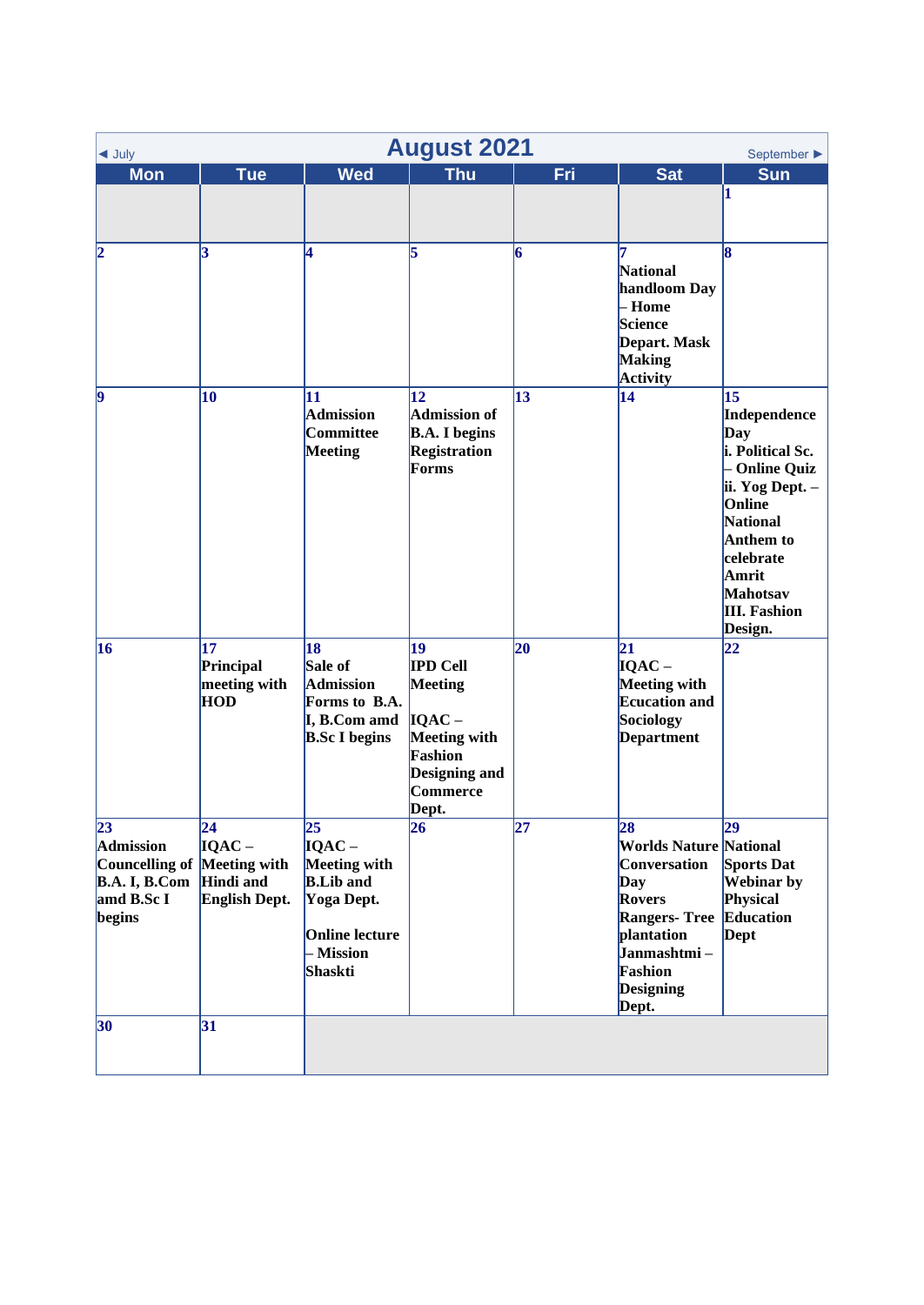◄ July **August 2021** September ►

| Mon | Tue | Wed | Thu | Fri | Sat | Sun |
|---|---|---|---|---|---|---|
| | | | | | | **1** |
| **2** | **3** | **4** | **5** | **6** | **7** National handloom Day – Home Science Depart. Mask Making Activity | **8** |
| **9** | **10** | **11** Admission Committee Meeting | **12** Admission of B.A. I begins Registration Forms | **13** | **14** | **15** Independence Day i. Political Sc. – Online Quiz ii. Yog Dept. – Online National Anthem to celebrate Amrit Mahotsav III. Fashion Design. |
| **16** | **17** Principal meeting with HOD | **18** Sale of Admission Forms to B.A. I, B.Com amd B.Sc I begins | **19** IPD Cell Meeting IQAC – Meeting with Fashion Designing and Commerce Dept. | **20** | **21** IQAC – Meeting with Ecucation and Sociology Department | **22** |
| **23** Admission Councelling of B.A. I, B.Com amd B.Sc I begins | **24** IQAC – Meeting with Hindi and English Dept. | **25** IQAC – Meeting with B.Lib and Yoga Dept. Online lecture – Mission Shaskti | **26** | **27** | **28** Worlds Nature Conversation Day Rovers Rangers- Tree plantation Janmashtmi – Fashion Designing Dept. | **29** National Sports Dat Webinar by Physical Education Dept |
| **30** | **31** | | | | | |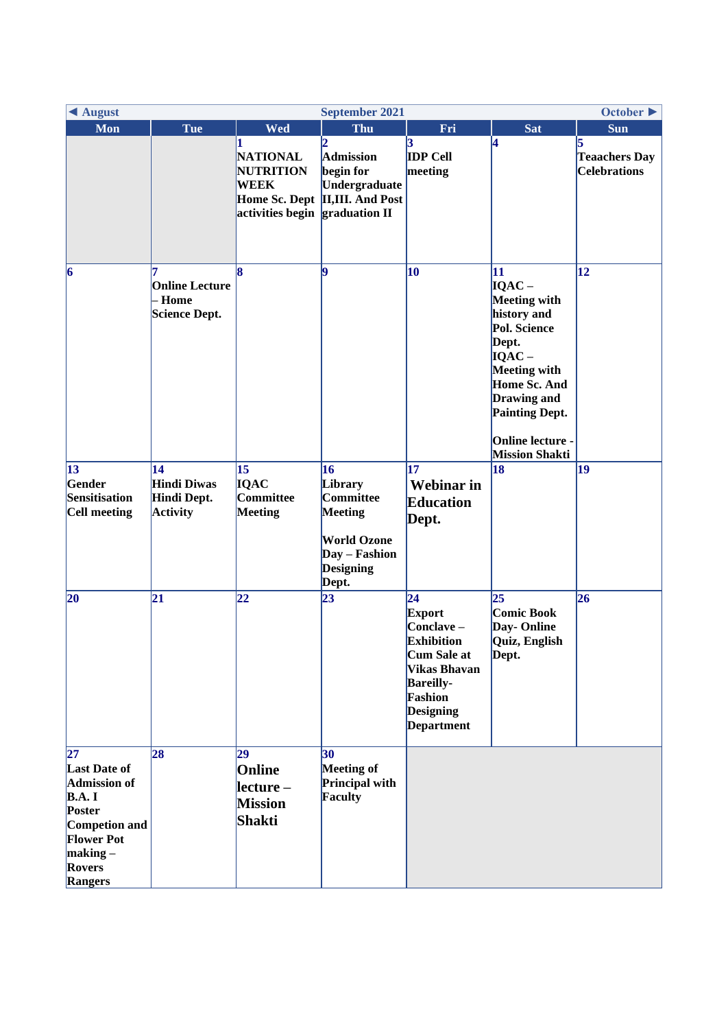| ◀ August | | | September 2021 | | | October ▶ |
|---|---|---|---|---|---|---|
| **Mon** | **Tue** | **Wed** | **Thu** | **Fri** | **Sat** | **Sun** |
| | | **1** NATIONAL NUTRITION WEEK Home Sc. Dept activities begin | **2** Admission begin for Undergraduate II,III. And Post graduation II | **3** IDP Cell meeting | **4** | **5** Teaachers Day Celebrations |
| **6** | **7** Online Lecture – Home Science Dept. | **8** | **9** | **10** | **11** IQAC – Meeting with history and Pol. Science Dept. IQAC – Meeting with Home Sc. And Drawing and Painting Dept. Online lecture - Mission Shakti | **12** |
| **13** Gender Sensitisation Cell meeting | **14** Hindi Diwas Hindi Dept. Activity | **15** IQAC Committee Meeting | **16** Library Committee Meeting World Ozone Day – Fashion Designing Dept. | **17** Webinar in Education Dept. | **18** | **19** |
| **20** | **21** | **22** | **23** | **24** Export Conclave – Exhibition Cum Sale at Vikas Bhavan Bareilly- Fashion Designing Department | **25** Comic Book Day- Online Quiz, English Dept. | **26** |
| **27** Last Date of Admission of B.A. I Poster Competion and Flower Pot making – Rovers Rangers | **28** | **29** Online lecture – Mission Shakti | **30** Meeting of Principal with Faculty | | | |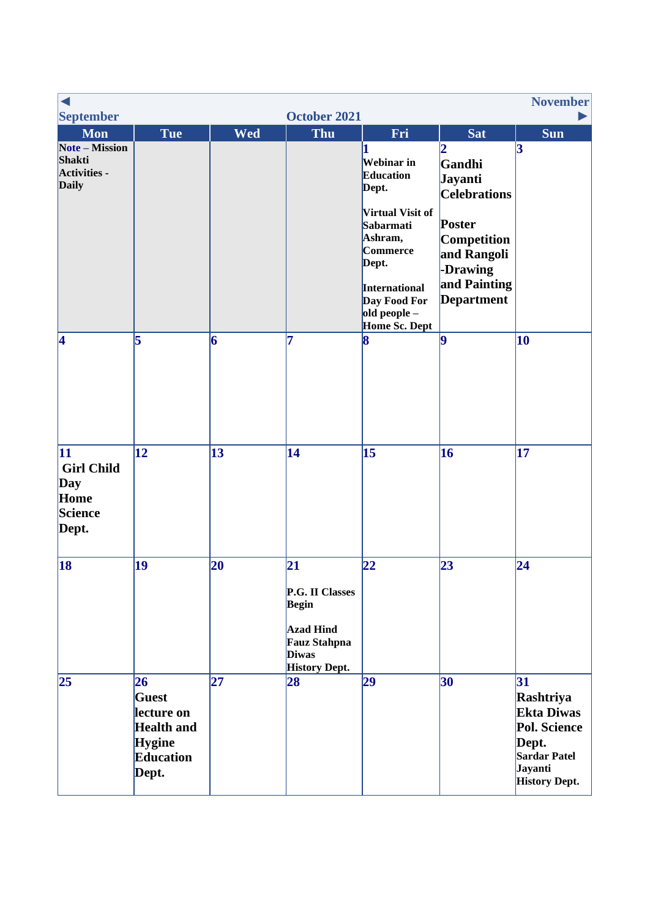◀ September | October 2021 | November ▶

| Mon | Tue | Wed | Thu | Fri | Sat | Sun |
|---|---|---|---|---|---|---|
| **Note** – **Mission Shakti Activities - Daily** | | | | **1** **Webinar in Education Dept.** **Virtual Visit of Sabarmati Ashram, Commerce Dept.** **International Day Food For old people – Home Sc. Dept** | **2** **Gandhi Jayanti Celebrations** **Poster Competition and Rangoli -Drawing and Painting Department** | **3** |
| **4** | **5** | **6** | **7** | **8** | **9** | **10** |
| **11** **Girl Child Day Home Science Dept.** | **12** | **13** | **14** | **15** | **16** | **17** |
| **18** | **19** | **20** | **21** **P.G. II Classes Begin** **Azad Hind Fauz Stahpna Diwas History Dept.** | **22** | **23** | **24** |
| **25** | **26** **Guest lecture on Health and Hygine Education Dept.** | **27** | **28** | **29** | **30** | **31** **Rashtriya Ekta Diwas Pol. Science Dept.** **Sardar Patel Jayanti History Dept.** |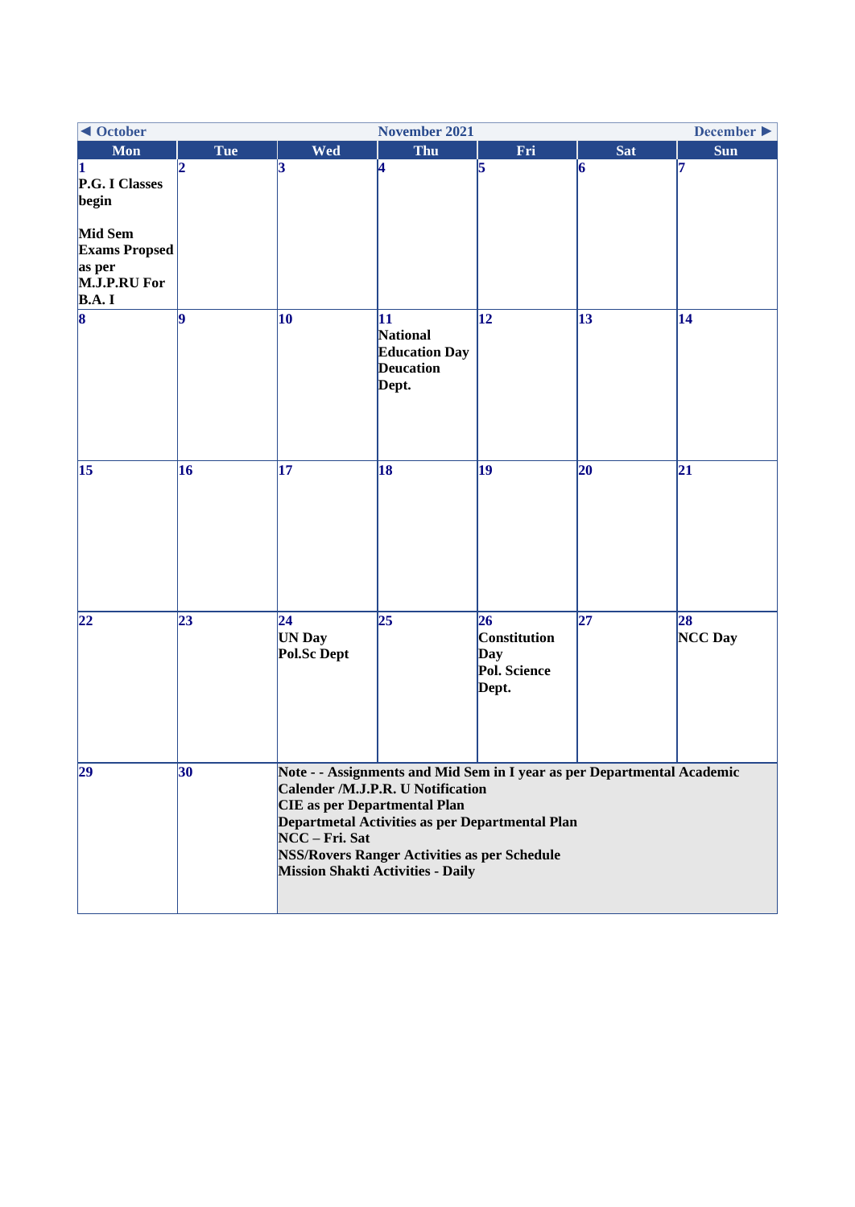| ◀ October | | | November 2021 | | | December ▶ |
|---|---|---|---|---|---|---|
| **Mon** | **Tue** | **Wed** | **Thu** | **Fri** | **Sat** | **Sun** |
| **1**<br>**P.G. I Classes begin**<br><br>**Mid Sem Exams Propsed as per M.J.P.RU For B.A. I** | **2** | **3** | **4** | **5** | **6** | **7** |
| **8** | **9** | **10** | **11**<br>**National Education Day Deucation Dept.** | **12** | **13** | **14** |
| **15** | **16** | **17** | **18** | **19** | **20** | **21** |
| **22** | **23** | **24**<br>**UN Day Pol.Sc Dept** | **25** | **26**<br>**Constitution Day Pol. Science Dept.** | **27** | **28**<br>**NCC Day** |
| **29** | **30** | **Note - - Assignments and Mid Sem in I year as per Departmental Academic Calender /M.J.P.R. U Notification**<br>**CIE as per Departmental Plan**<br>**Departmetal Activities as per Departmental Plan**<br>**NCC – Fri. Sat**<br>**NSS/Rovers Ranger Activities as per Schedule**<br>**Mission Shakti Activities - Daily** | | | | |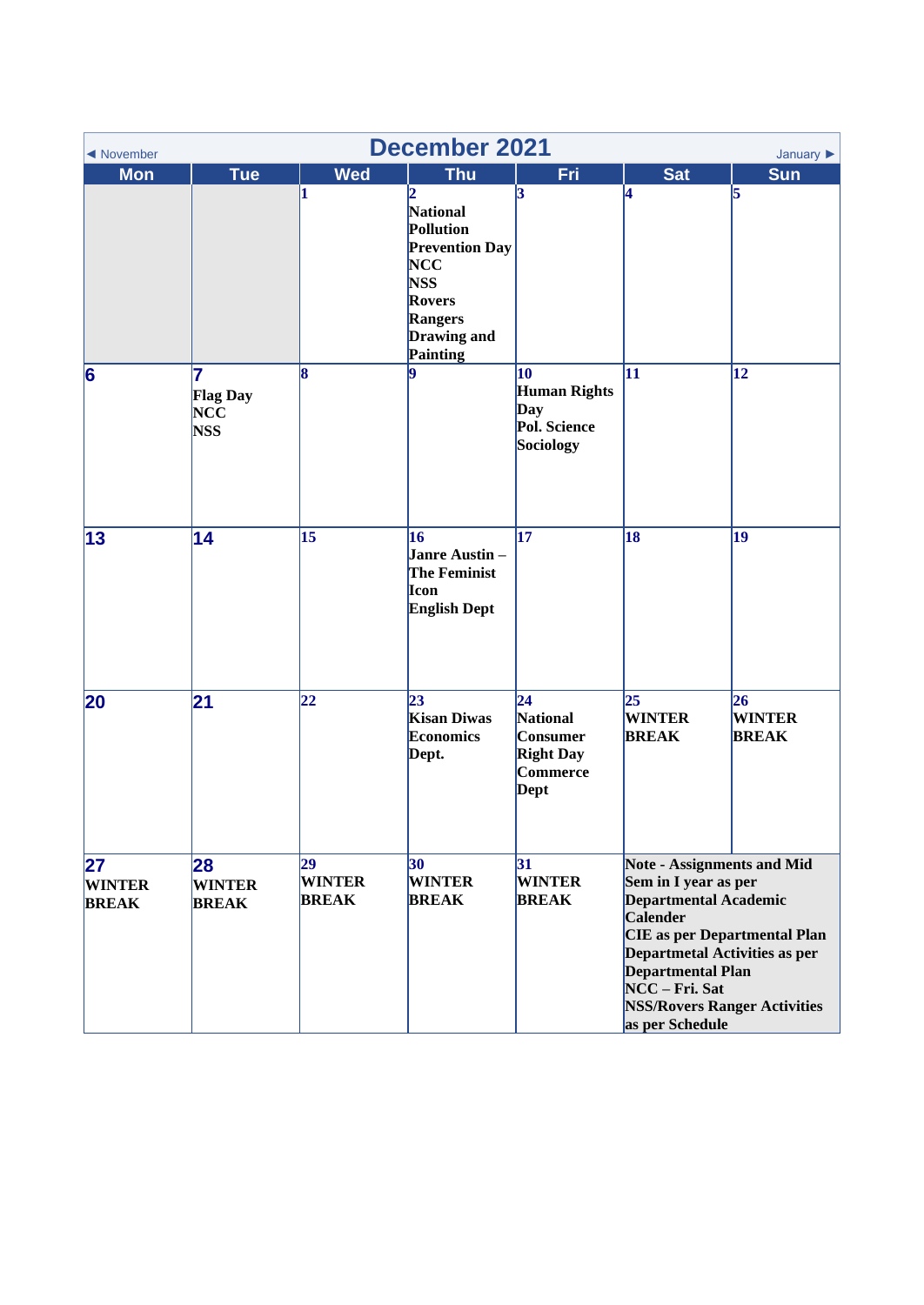# December 2021

◄ November | January ►

| Mon | Tue | Wed | Thu | Fri | Sat | Sun |
|---|---|---|---|---|---|---|
| | | 1 | 2 National Pollution Prevention Day NCC NSS Rovers Rangers Drawing and Painting | 3 | 4 | 5 |
| 6 | 7 Flag Day NCC NSS | 8 | 9 | 10 Human Rights Day Pol. Science Sociology | 11 | 12 |
| 13 | 14 | 15 | 16 Janre Austin – The Feminist Icon English Dept | 17 | 18 | 19 |
| 20 | 21 | 22 | 23 Kisan Diwas Economics Dept. | 24 National Consumer Right Day Commerce Dept | 25 WINTER BREAK | 26 WINTER BREAK |
| 27 WINTER BREAK | 28 WINTER BREAK | 29 WINTER BREAK | 30 WINTER BREAK | 31 WINTER BREAK | Note - Assignments and Mid Sem in I year as per Departmental Academic Calender CIE as per Departmental Plan Departmetal Activities as per Departmental Plan NCC – Fri. Sat NSS/Rovers Ranger Activities as per Schedule | |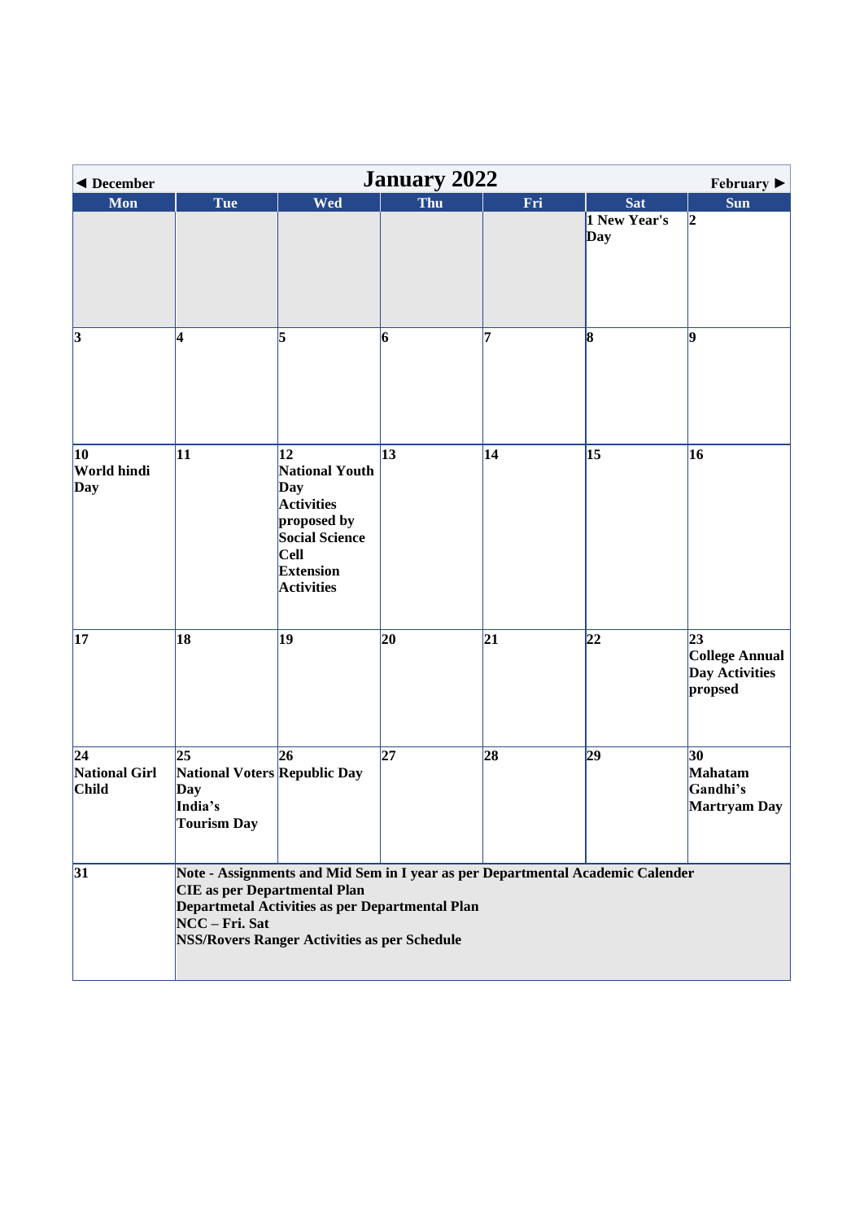◄ December **January 2022** February ►

| Mon | Tue | Wed | Thu | Fri | Sat | Sun |
|---|---|---|---|---|---|---|
| | | | | | 1 New Year's Day | 2 |
| 3 | 4 | 5 | 6 | 7 | 8 | 9 |
| 10 World hindi Day | 11 | 12 National Youth Day Activities proposed by Social Science Cell Extension Activities | 13 | 14 | 15 | 16 |
| 17 | 18 | 19 | 20 | 21 | 22 | 23 College Annual Day Activities propsed |
| 24 National Girl Child | 25 National Voters Day India's Tourism Day | 26 Republic Day | 27 | 28 | 29 | 30 Mahatam Gandhi's Martryam Day |
| 31 | Note - Assignments and Mid Sem in I year as per Departmental Academic Calender CIE as per Departmental Plan Departmetal Activities as per Departmental Plan NCC – Fri. Sat NSS/Rovers Ranger Activities as per Schedule | | | | | |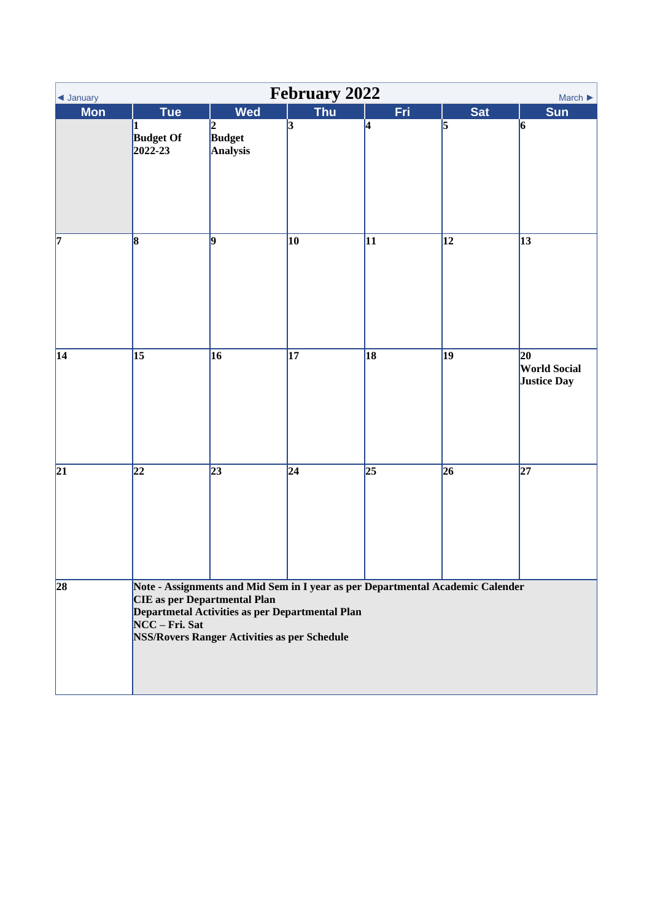# February 2022

◄ January | March ►

| Mon | Tue | Wed | Thu | Fri | Sat | Sun |
|---|---|---|---|---|---|---|
| | 1 Budget Of 2022-23 | 2 Budget Analysis | 3 | 4 | 5 | 6 |
| 7 | 8 | 9 | 10 | 11 | 12 | 13 |
| 14 | 15 | 16 | 17 | 18 | 19 | 20 World Social Justice Day |
| 21 | 22 | 23 | 24 | 25 | 26 | 27 |
| 28 | | | | | | |

**Note - Assignments and Mid Sem in I year as per Departmental Academic Calender**
**CIE as per Departmental Plan**
**Departmetal Activities as per Departmental Plan**
**NCC – Fri. Sat**
**NSS/Rovers Ranger Activities as per Schedule**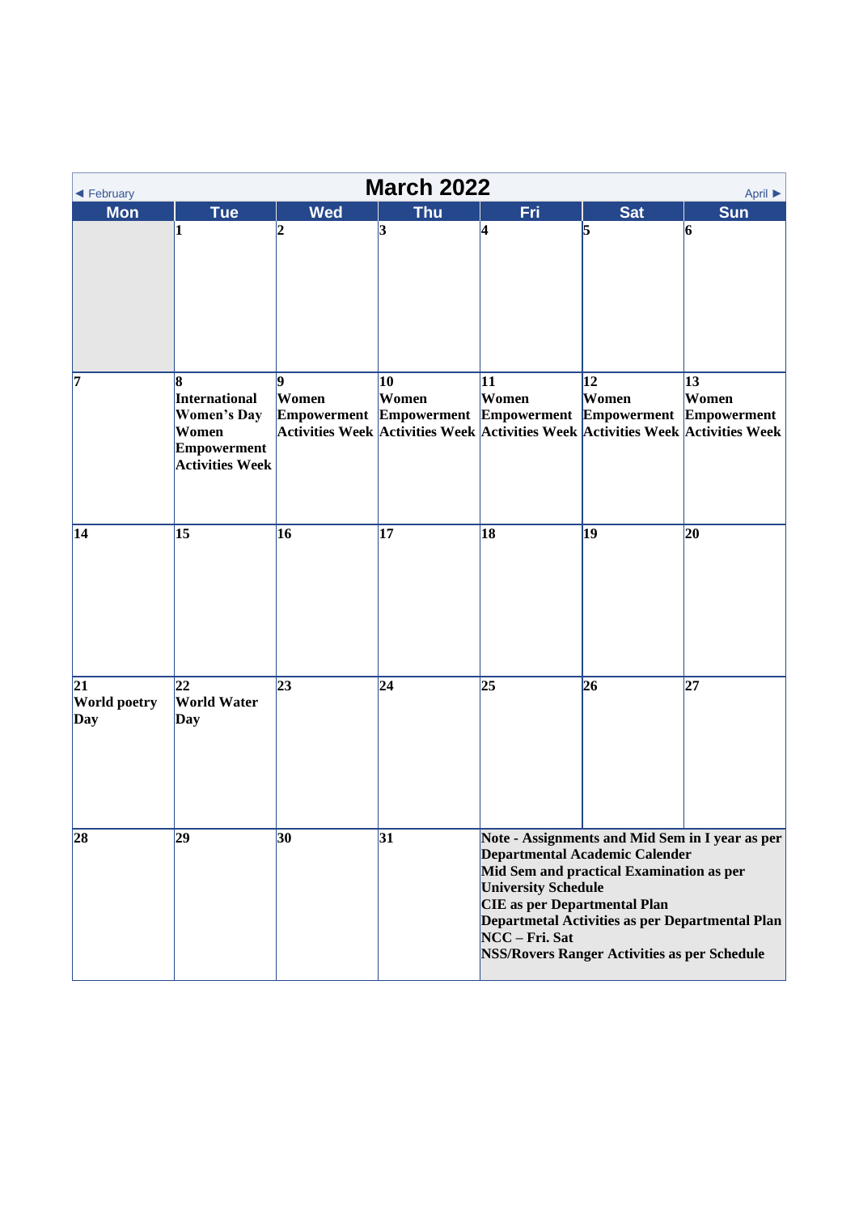◄ February

# March 2022

April ►

| Mon | Tue | Wed | Thu | Fri | Sat | Sun |
|---|---|---|---|---|---|---|
| | **1** | **2** | **3** | **4** | **5** | **6** |
| **7** | **8** **International Women's Day Women Empowerment Activities Week** | **9** **Women Empowerment Activities Week** | **10** **Women Empowerment Activities Week** | **11** **Women Empowerment Activities Week** | **12** **Women Empowerment Activities Week** | **13** **Women Empowerment Activities Week** |
| **14** | **15** | **16** | **17** | **18** | **19** | **20** |
| **21** **World poetry Day** | **22** **World Water Day** | **23** | **24** | **25** | **26** | **27** |
| **28** | **29** | **30** | **31** | **Note - Assignments and Mid Sem in I year as per Departmental Academic Calender Mid Sem and practical Examination as per University Schedule CIE as per Departmental Plan Departmetal Activities as per Departmental Plan NCC – Fri. Sat NSS/Rovers Ranger Activities as per Schedule** | | |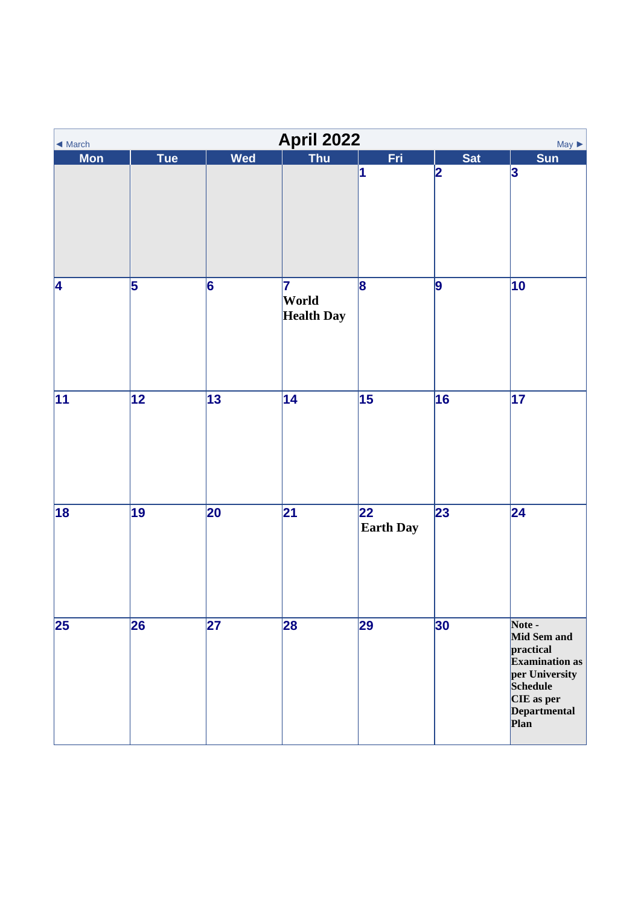◄ March **April 2022** May ►

| Mon | Tue | Wed | Thu | Fri | Sat | Sun |
|---|---|---|---|---|---|---|
| | | | | 1 | 2 | 3 |
| 4 | 5 | 6 | 7 **World Health Day** | 8 | 9 | 10 |
| 11 | 12 | 13 | 14 | 15 | 16 | 17 |
| 18 | 19 | 20 | 21 | 22 **Earth Day** | 23 | 24 |
| 25 | 26 | 27 | 28 | 29 | 30 | **Note - Mid Sem and practical Examination as per University Schedule CIE as per Departmental Plan** |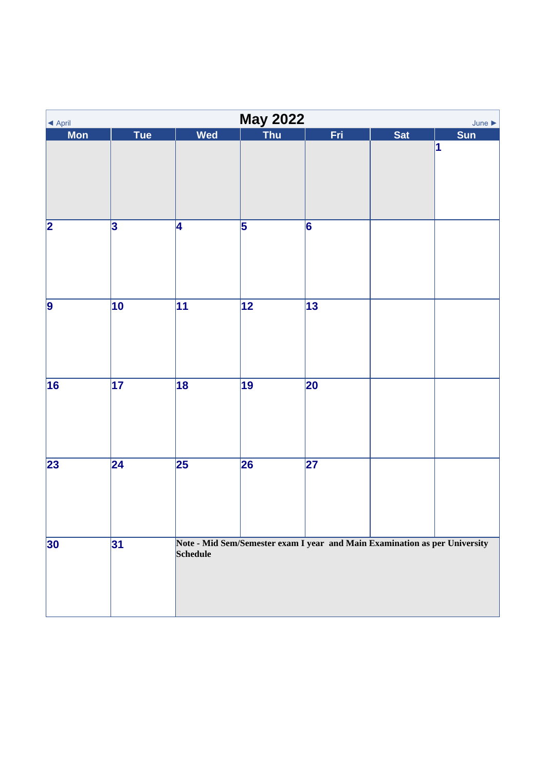# May 2022

◄ April | June ►

| Mon | Tue | Wed | Thu | Fri | Sat | Sun |
|---|---|---|---|---|---|---|
| | | | | | | 1 |
| 2 | 3 | 4 | 5 | 6 | | |
| 9 | 10 | 11 | 12 | 13 | | |
| 16 | 17 | 18 | 19 | 20 | | |
| 23 | 24 | 25 | 26 | 27 | | |
| 30 | 31 | **Note - Mid Sem/Semester exam I year and Main Examination as per University Schedule** | | | | |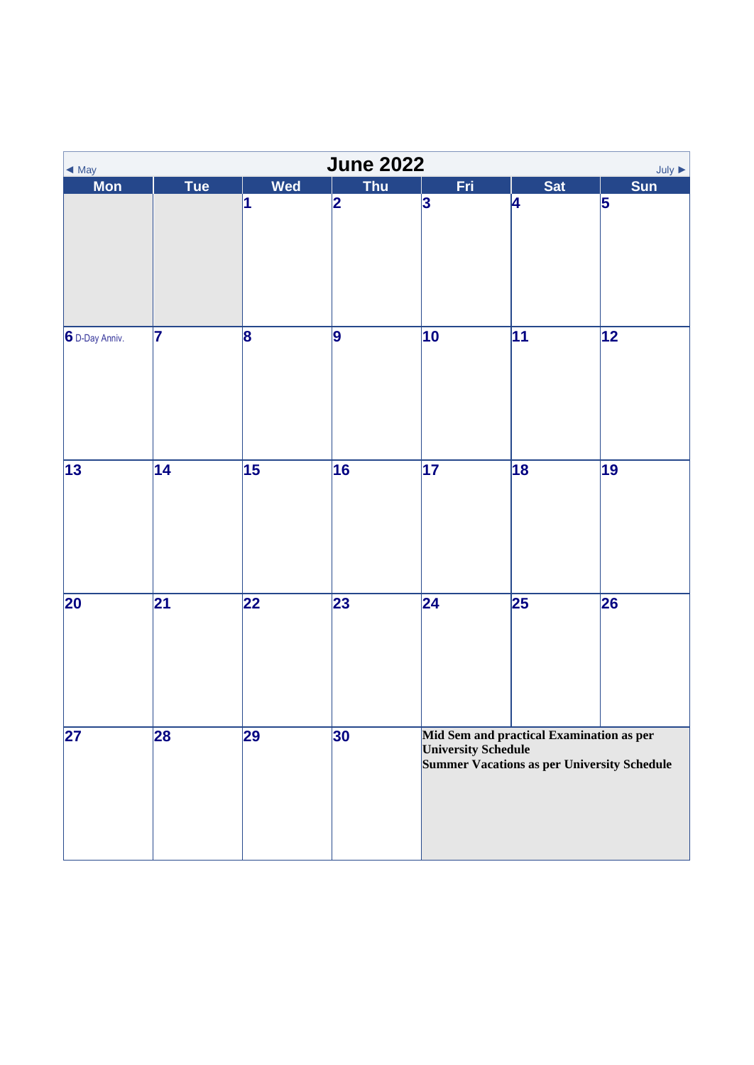# June 2022

◄ May | July ►

| Mon | Tue | Wed | Thu | Fri | Sat | Sun |
|---|---|---|---|---|---|---|
| | | 1 | 2 | 3 | 4 | 5 |
| 6 D-Day Anniv. | 7 | 8 | 9 | 10 | 11 | 12 |
| 13 | 14 | 15 | 16 | 17 | 18 | 19 |
| 20 | 21 | 22 | 23 | 24 | 25 | 26 |
| 27 | 28 | 29 | 30 | **Mid Sem and practical Examination as per University Schedule** **Summer Vacations as per University Schedule** | | |